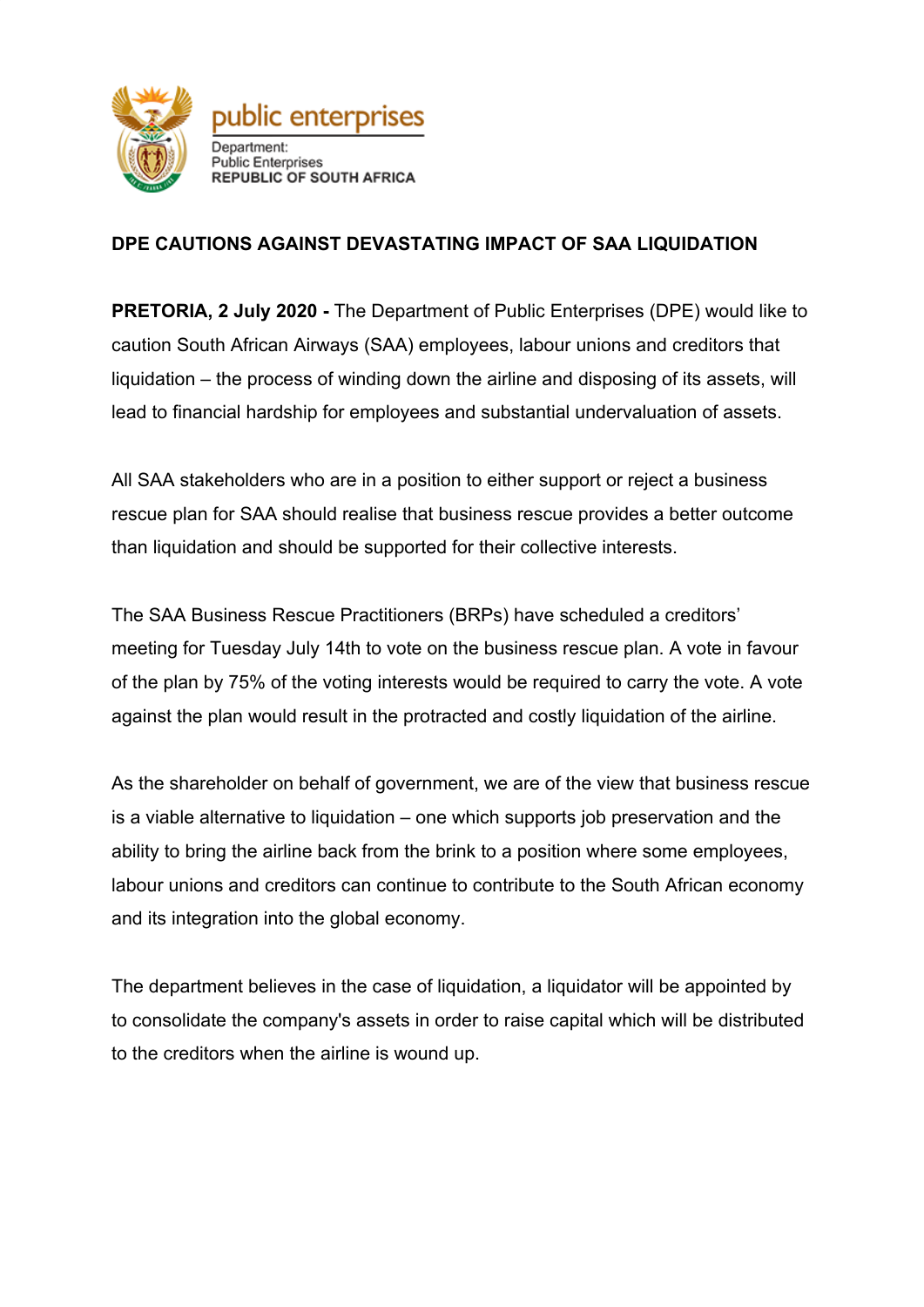public enterprises

Department:
Public Enterprises
REPUBLIC OF SOUTH AFRICA

# DPE CAUTIONS AGAINST DEVASTATING IMPACT OF SAA LIQUIDATION

**PRETORIA, 2 July 2020 -** The Department of Public Enterprises (DPE) would like to caution South African Airways (SAA) employees, labour unions and creditors that liquidation – the process of winding down the airline and disposing of its assets, will lead to financial hardship for employees and substantial undervaluation of assets.

All SAA stakeholders who are in a position to either support or reject a business rescue plan for SAA should realise that business rescue provides a better outcome than liquidation and should be supported for their collective interests.

The SAA Business Rescue Practitioners (BRPs) have scheduled a creditors' meeting for Tuesday July 14th to vote on the business rescue plan. A vote in favour of the plan by 75% of the voting interests would be required to carry the vote. A vote against the plan would result in the protracted and costly liquidation of the airline.

As the shareholder on behalf of government, we are of the view that business rescue is a viable alternative to liquidation – one which supports job preservation and the ability to bring the airline back from the brink to a position where some employees, labour unions and creditors can continue to contribute to the South African economy and its integration into the global economy.

The department believes in the case of liquidation, a liquidator will be appointed by to consolidate the company's assets in order to raise capital which will be distributed to the creditors when the airline is wound up.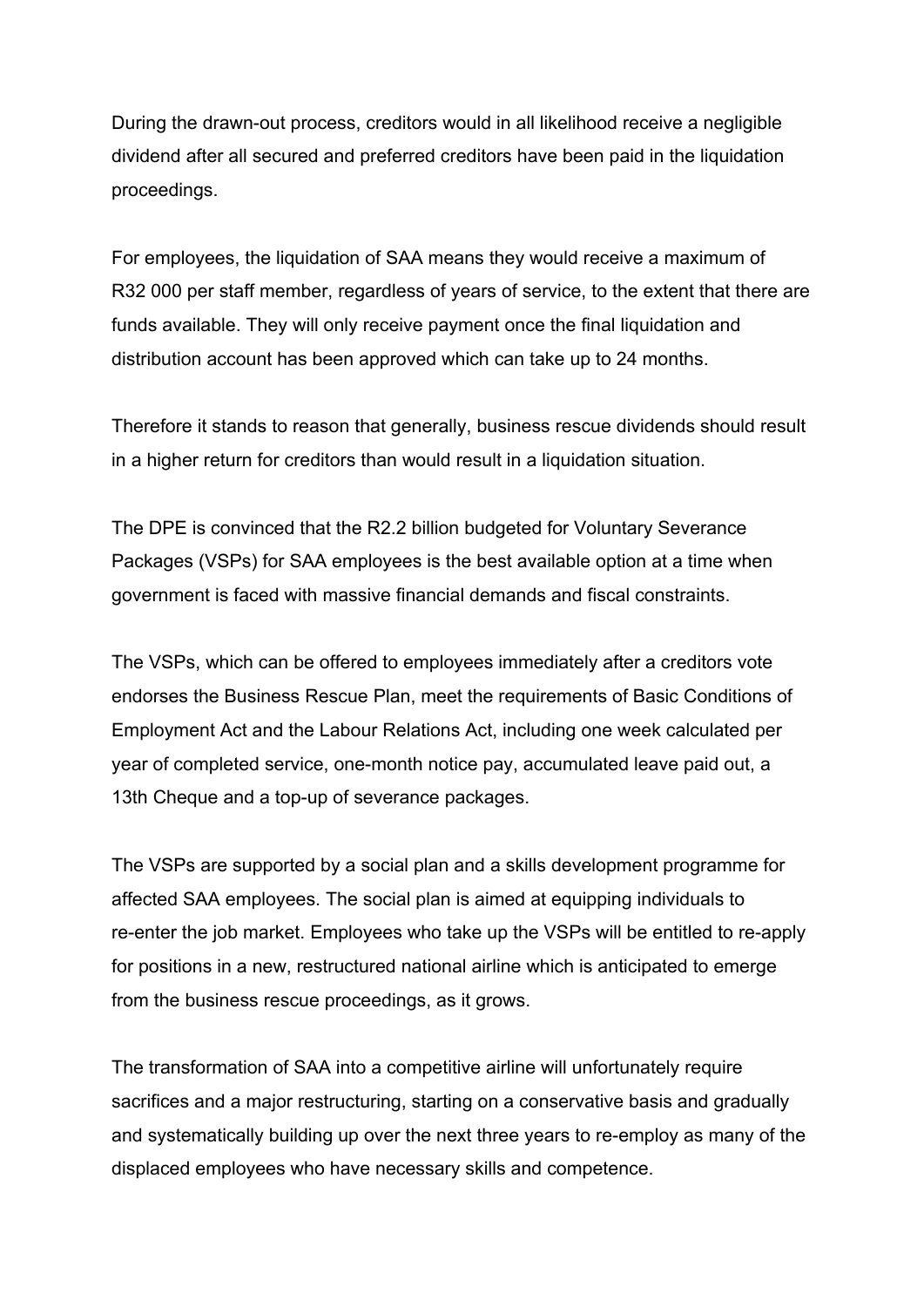During the drawn-out process, creditors would in all likelihood receive a negligible dividend after all secured and preferred creditors have been paid in the liquidation proceedings.

For employees, the liquidation of SAA means they would receive a maximum of R32 000 per staff member, regardless of years of service, to the extent that there are funds available. They will only receive payment once the final liquidation and distribution account has been approved which can take up to 24 months.

Therefore it stands to reason that generally, business rescue dividends should result in a higher return for creditors than would result in a liquidation situation.

The DPE is convinced that the R2.2 billion budgeted for Voluntary Severance Packages (VSPs) for SAA employees is the best available option at a time when government is faced with massive financial demands and fiscal constraints.

The VSPs, which can be offered to employees immediately after a creditors vote endorses the Business Rescue Plan, meet the requirements of Basic Conditions of Employment Act and the Labour Relations Act, including one week calculated per year of completed service, one-month notice pay, accumulated leave paid out, a 13th Cheque and a top-up of severance packages.

The VSPs are supported by a social plan and a skills development programme for affected SAA employees. The social plan is aimed at equipping individuals to re-enter the job market. Employees who take up the VSPs will be entitled to re-apply for positions in a new, restructured national airline which is anticipated to emerge from the business rescue proceedings, as it grows.

The transformation of SAA into a competitive airline will unfortunately require sacrifices and a major restructuring, starting on a conservative basis and gradually and systematically building up over the next three years to re-employ as many of the displaced employees who have necessary skills and competence.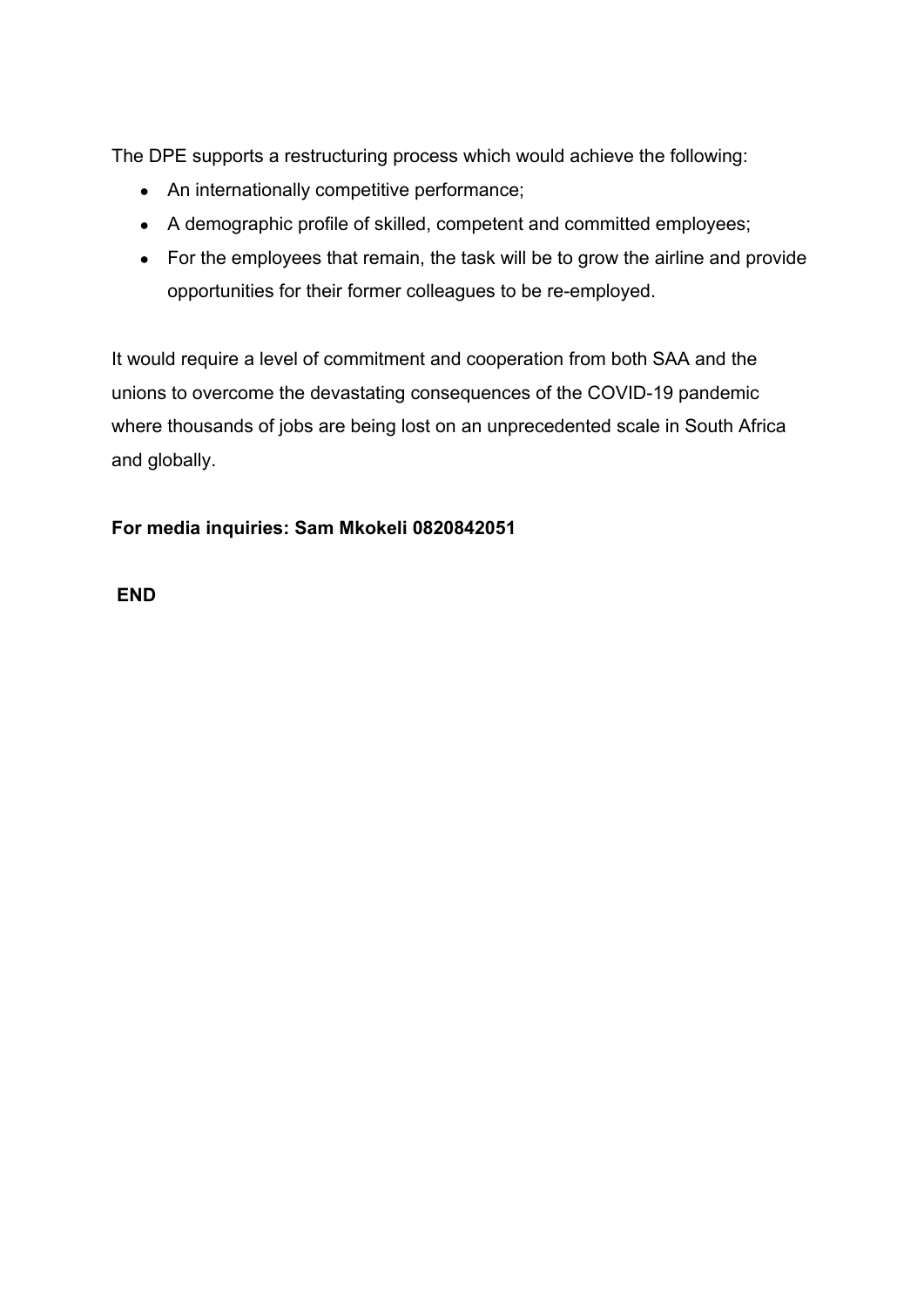The DPE supports a restructuring process which would achieve the following:

- An internationally competitive performance;
- A demographic profile of skilled, competent and committed employees;
- For the employees that remain, the task will be to grow the airline and provide opportunities for their former colleagues to be re-employed.

It would require a level of commitment and cooperation from both SAA and the unions to overcome the devastating consequences of the COVID-19 pandemic where thousands of jobs are being lost on an unprecedented scale in South Africa and globally.

**For media inquiries: Sam Mkokeli 0820842051**

**END**